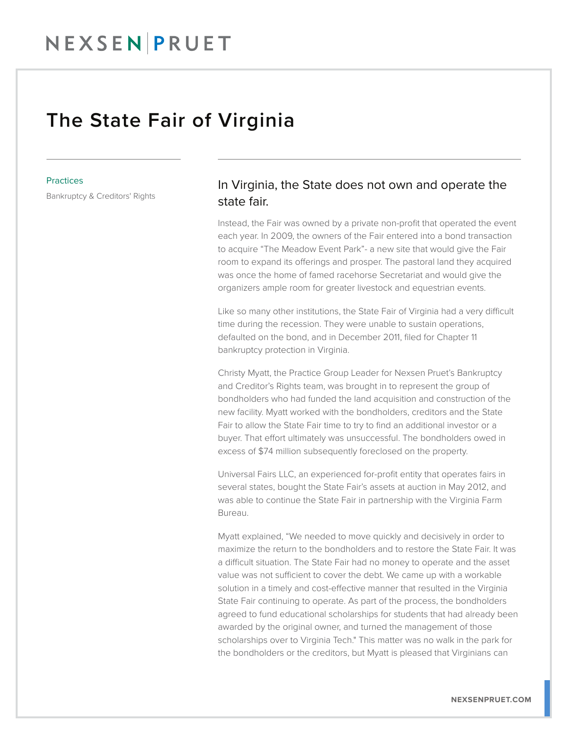# The State Fair of Virginia

**Practices**

Bankruptcy & Creditors' Rights

## In Virginia, the State does not own and operate the state fair.

Instead, the Fair was owned by a private non-profit that operated the event each year. In 2009, the owners of the Fair entered into a bond transaction to acquire "The Meadow Event Park"- a new site that would give the Fair room to expand its offerings and prosper. The pastoral land they acquired was once the home of famed racehorse Secretariat and would give the organizers ample room for greater livestock and equestrian events.

Like so many other institutions, the State Fair of Virginia had a very difficult time during the recession. They were unable to sustain operations, defaulted on the bond, and in December 2011, filed for Chapter 11 bankruptcy protection in Virginia.

Christy Myatt, the Practice Group Leader for Nexsen Pruet's Bankruptcy and Creditor's Rights team, was brought in to represent the group of bondholders who had funded the land acquisition and construction of the new facility. Myatt worked with the bondholders, creditors and the State Fair to allow the State Fair time to try to find an additional investor or a buyer. That effort ultimately was unsuccessful. The bondholders owed in excess of $74 million subsequently foreclosed on the property.

Universal Fairs LLC, an experienced for-profit entity that operates fairs in several states, bought the State Fair's assets at auction in May 2012, and was able to continue the State Fair in partnership with the Virginia Farm Bureau.

Myatt explained, "We needed to move quickly and decisively in order to maximize the return to the bondholders and to restore the State Fair. It was a difficult situation. The State Fair had no money to operate and the asset value was not sufficient to cover the debt. We came up with a workable solution in a timely and cost-effective manner that resulted in the Virginia State Fair continuing to operate. As part of the process, the bondholders agreed to fund educational scholarships for students that had already been awarded by the original owner, and turned the management of those scholarships over to Virginia Tech." This matter was no walk in the park for the bondholders or the creditors, but Myatt is pleased that Virginians can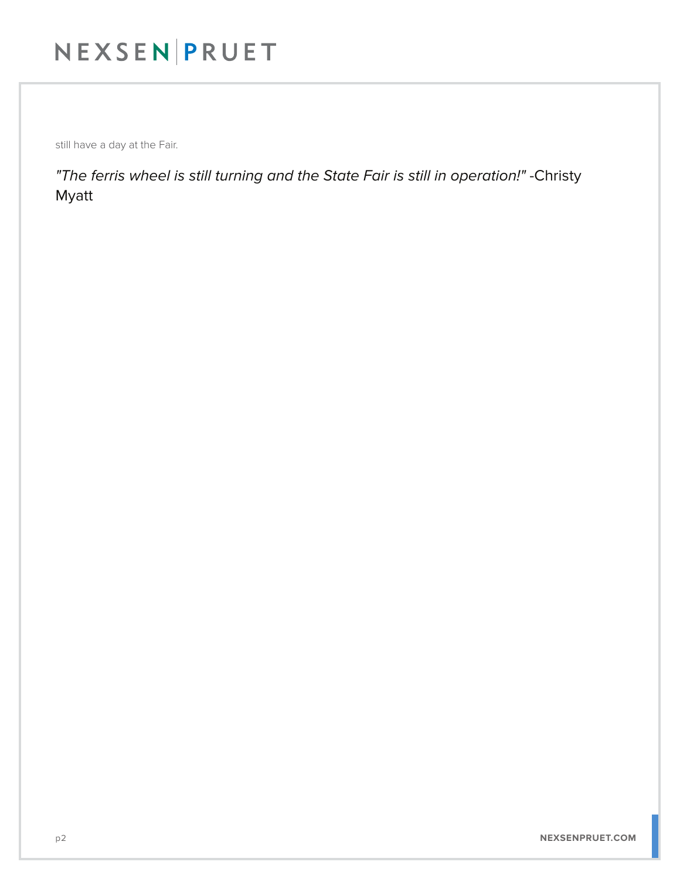still have a day at the Fair.

*"The ferris wheel is still turning and the State Fair is still in operation!"* -Christy Myatt